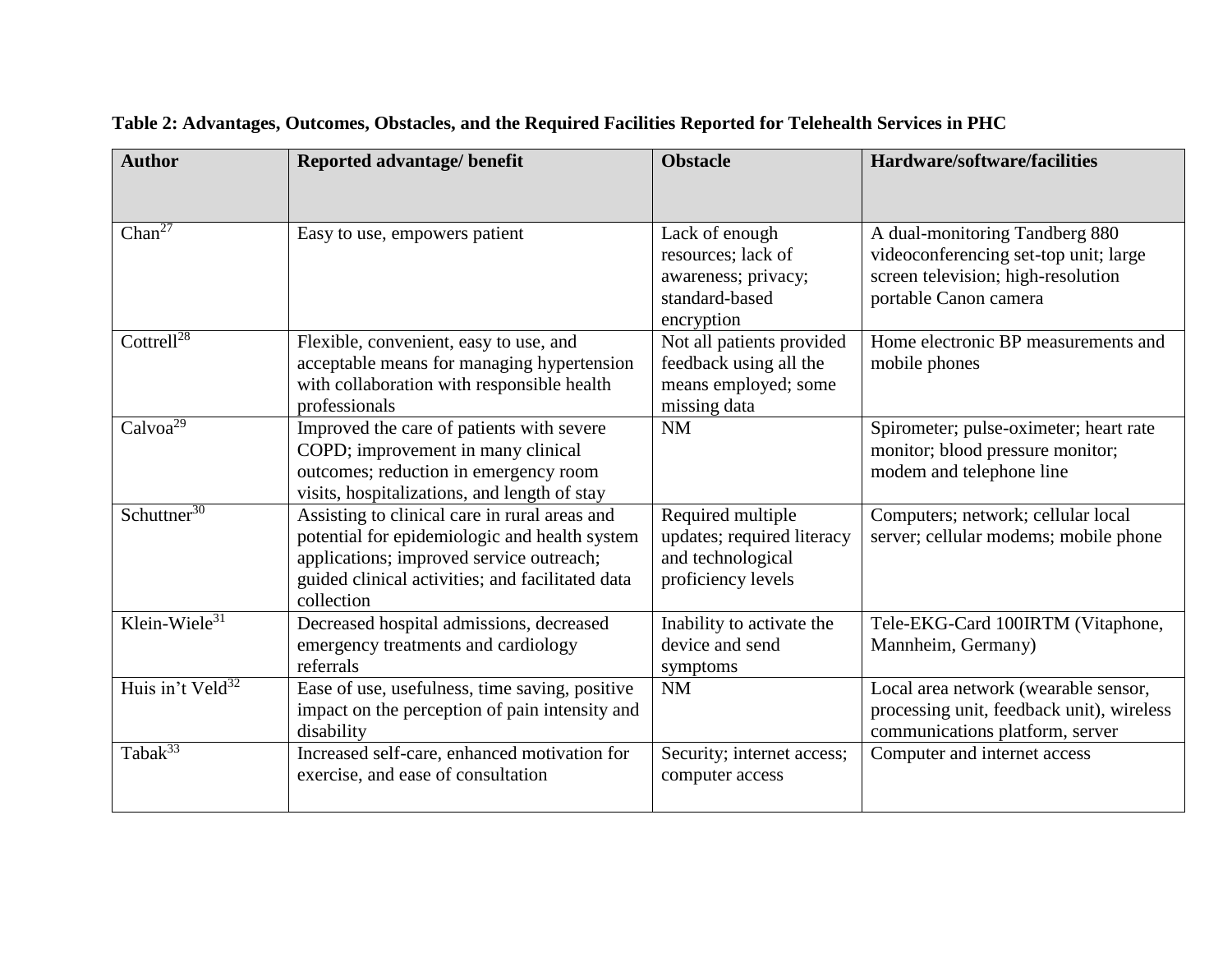**Table 2: Advantages, Outcomes, Obstacles, and the Required Facilities Reported for Telehealth Services in PHC**

| Author | Reported advantage/ benefit | Obstacle | Hardware/software/facilities |
|---|---|---|---|
| Chan[27] | Easy to use, empowers patient | Lack of enough resources; lack of awareness; privacy; standard-based encryption | A dual-monitoring Tandberg 880 videoconferencing set-top unit; large screen television; high-resolution portable Canon camera |
| Cottrell[28] | Flexible, convenient, easy to use, and acceptable means for managing hypertension with collaboration with responsible health professionals | Not all patients provided feedback using all the means employed; some missing data | Home electronic BP measurements and mobile phones |
| Calvoa[29] | Improved the care of patients with severe COPD; improvement in many clinical outcomes; reduction in emergency room visits, hospitalizations, and length of stay | NM | Spirometer; pulse-oximeter; heart rate monitor; blood pressure monitor; modem and telephone line |
| Schuttner[30] | Assisting to clinical care in rural areas and potential for epidemiologic and health system applications; improved service outreach; guided clinical activities; and facilitated data collection | Required multiple updates; required literacy and technological proficiency levels | Computers; network; cellular local server; cellular modems; mobile phone |
| Klein-Wiele[31] | Decreased hospital admissions, decreased emergency treatments and cardiology referrals | Inability to activate the device and send symptoms | Tele-EKG-Card 100IRTM (Vitaphone, Mannheim, Germany) |
| Huis in't Veld[32] | Ease of use, usefulness, time saving, positive impact on the perception of pain intensity and disability | NM | Local area network (wearable sensor, processing unit, feedback unit), wireless communications platform, server |
| Tabak[33] | Increased self-care, enhanced motivation for exercise, and ease of consultation | Security; internet access; computer access | Computer and internet access |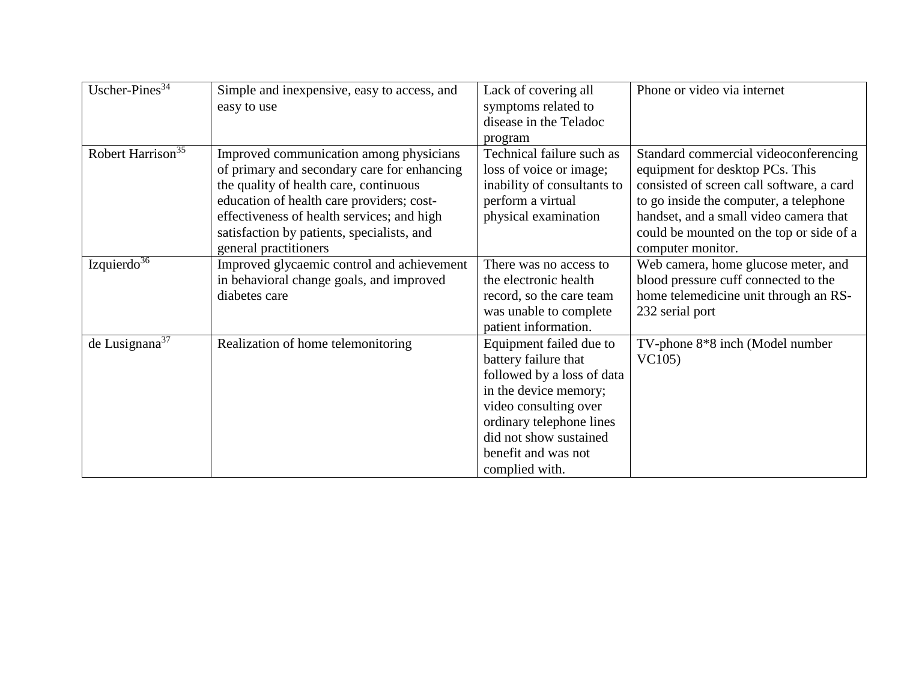| | | | |
|---|---|---|---|
| Uscher-Pines[34] | Simple and inexpensive, easy to access, and easy to use | Lack of covering all symptoms related to disease in the Teladoc program | Phone or video via internet |
| Robert Harrison[35] | Improved communication among physicians of primary and secondary care for enhancing the quality of health care, continuous education of health care providers; cost-effectiveness of health services; and high satisfaction by patients, specialists, and general practitioners | Technical failure such as loss of voice or image; inability of consultants to perform a virtual physical examination | Standard commercial videoconferencing equipment for desktop PCs. This consisted of screen call software, a card to go inside the computer, a telephone handset, and a small video camera that could be mounted on the top or side of a computer monitor. |
| Izquierdo[36] | Improved glycaemic control and achievement in behavioral change goals, and improved diabetes care | There was no access to the electronic health record, so the care team was unable to complete patient information. | Web camera, home glucose meter, and blood pressure cuff connected to the home telemedicine unit through an RS-232 serial port |
| de Lusignana[37] | Realization of home telemonitoring | Equipment failed due to battery failure that followed by a loss of data in the device memory; video consulting over ordinary telephone lines did not show sustained benefit and was not complied with. | TV-phone 8*8 inch (Model number VC105) |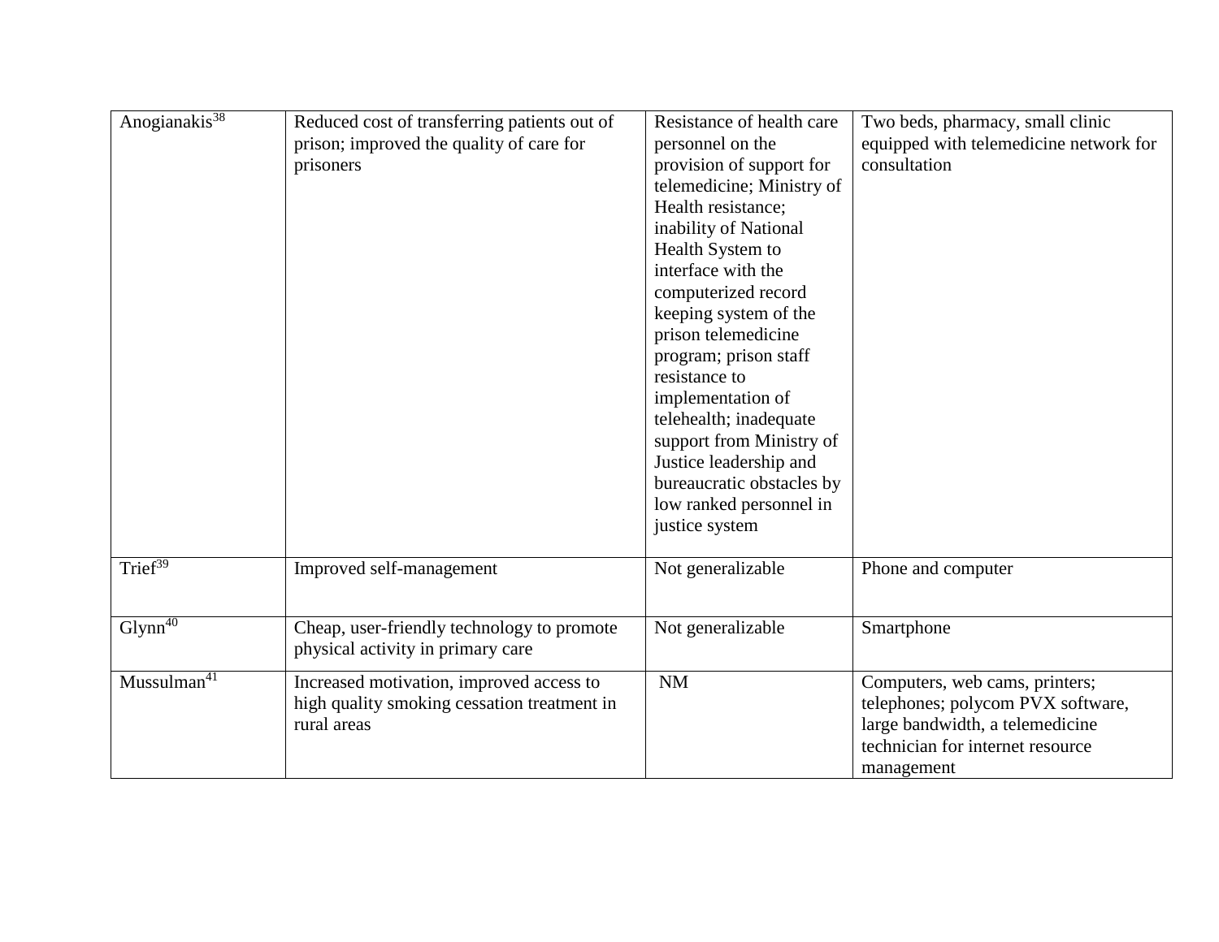| | | | |
|---|---|---|---|
| Anogianakis[38] | Reduced cost of transferring patients out of prison; improved the quality of care for prisoners | Resistance of health care personnel on the provision of support for telemedicine; Ministry of Health resistance; inability of National Health System to interface with the computerized record keeping system of the prison telemedicine program; prison staff resistance to implementation of telehealth; inadequate support from Ministry of Justice leadership and bureaucratic obstacles by low ranked personnel in justice system | Two beds, pharmacy, small clinic equipped with telemedicine network for consultation |
| Trief[39] | Improved self-management | Not generalizable | Phone and computer |
| Glynn[40] | Cheap, user-friendly technology to promote physical activity in primary care | Not generalizable | Smartphone |
| Mussulman[41] | Increased motivation, improved access to high quality smoking cessation treatment in rural areas | NM | Computers, web cams, printers; telephones; polycom PVX software, large bandwidth, a telemedicine technician for internet resource management |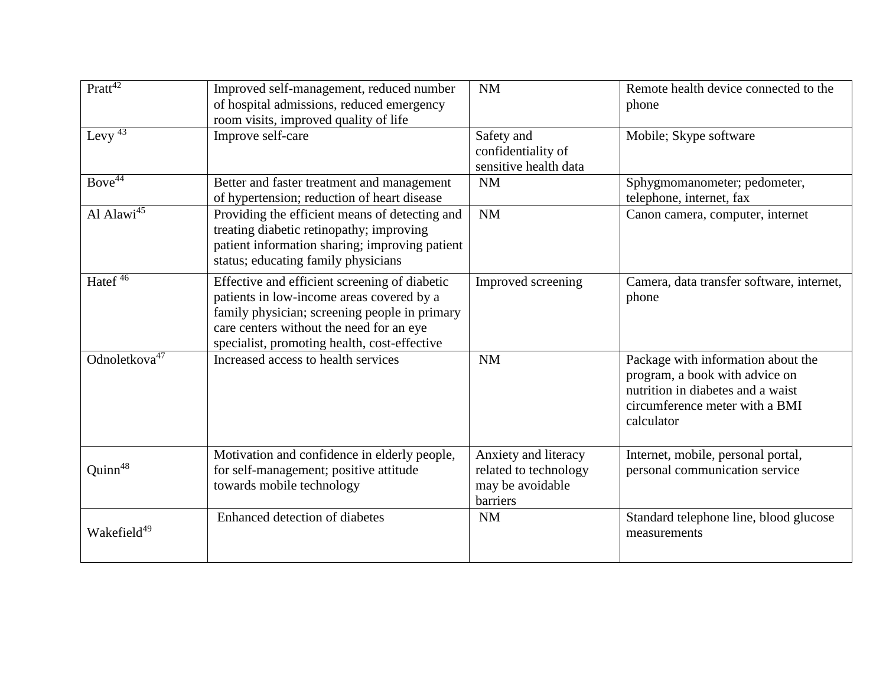| Pratt[42] | Improved self-management, reduced number of hospital admissions, reduced emergency room visits, improved quality of life | NM | Remote health device connected to the phone |
|---|---|---|---|
| Levy [43] | Improve self-care | Safety and confidentiality of sensitive health data | Mobile; Skype software |
| Bove[44] | Better and faster treatment and management of hypertension; reduction of heart disease | NM | Sphygmomanometer; pedometer, telephone, internet, fax |
| Al Alawi[45] | Providing the efficient means of detecting and treating diabetic retinopathy; improving patient information sharing; improving patient status; educating family physicians | NM | Canon camera, computer, internet |
| Hatef [46] | Effective and efficient screening of diabetic patients in low-income areas covered by a family physician; screening people in primary care centers without the need for an eye specialist, promoting health, cost-effective | Improved screening | Camera, data transfer software, internet, phone |
| Odnoletkova[47] | Increased access to health services | NM | Package with information about the program, a book with advice on nutrition in diabetes and a waist circumference meter with a BMI calculator |
| Quinn[48] | Motivation and confidence in elderly people, for self-management; positive attitude towards mobile technology | Anxiety and literacy related to technology may be avoidable barriers | Internet, mobile, personal portal, personal communication service |
| Wakefield[49] | Enhanced detection of diabetes | NM | Standard telephone line, blood glucose measurements |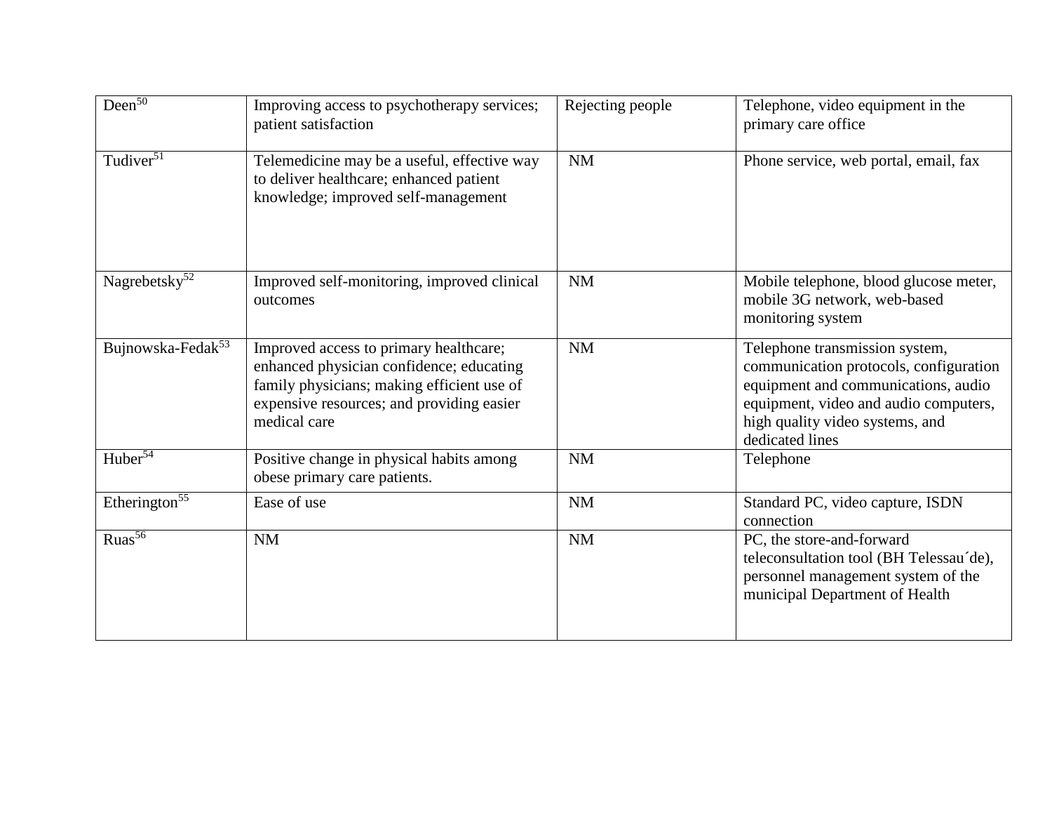| | | | |
|---|---|---|---|
| Deen[50] | Improving access to psychotherapy services; patient satisfaction | Rejecting people | Telephone, video equipment in the primary care office |
| Tudiver[51] | Telemedicine may be a useful, effective way to deliver healthcare; enhanced patient knowledge; improved self-management | NM | Phone service, web portal, email, fax |
| Nagrebetsky[52] | Improved self-monitoring, improved clinical outcomes | NM | Mobile telephone, blood glucose meter, mobile 3G network, web-based monitoring system |
| Bujnowska-Fedak[53] | Improved access to primary healthcare; enhanced physician confidence; educating family physicians; making efficient use of expensive resources; and providing easier medical care | NM | Telephone transmission system, communication protocols, configuration equipment and communications, audio equipment, video and audio computers, high quality video systems, and dedicated lines |
| Huber[54] | Positive change in physical habits among obese primary care patients. | NM | Telephone |
| Etherington[55] | Ease of use | NM | Standard PC, video capture, ISDN connection |
| Ruas[56] | NM | NM | PC, the store-and-forward teleconsultation tool (BH Telessau´de), personnel management system of the municipal Department of Health |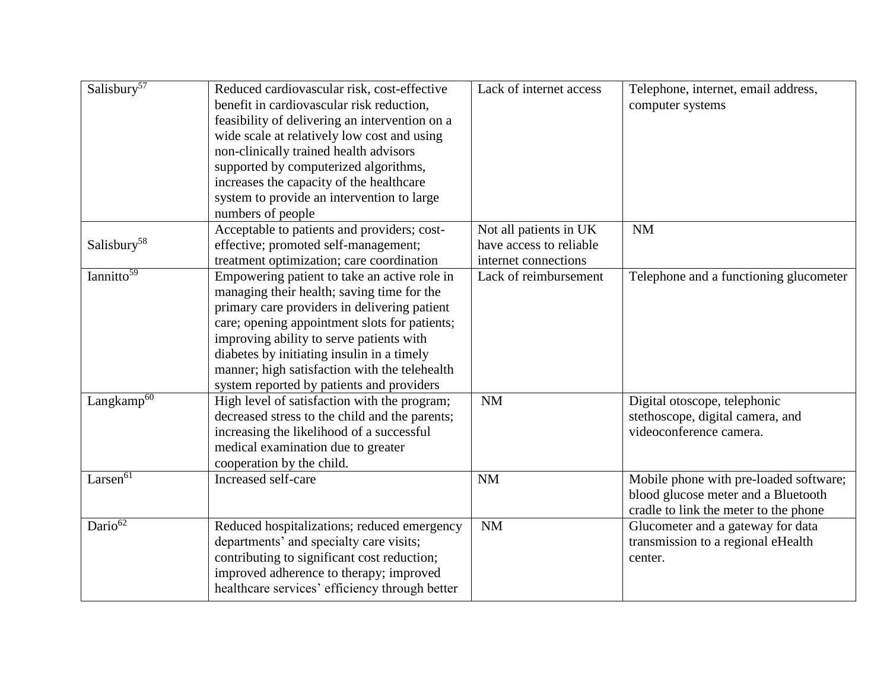| | | | |
|---|---|---|---|
| Salisbury[57] | Reduced cardiovascular risk, cost-effective benefit in cardiovascular risk reduction, feasibility of delivering an intervention on a wide scale at relatively low cost and using non-clinically trained health advisors supported by computerized algorithms, increases the capacity of the healthcare system to provide an intervention to large numbers of people | Lack of internet access | Telephone, internet, email address, computer systems |
| Salisbury[58] | Acceptable to patients and providers; cost-effective; promoted self-management; treatment optimization; care coordination | Not all patients in UK have access to reliable internet connections | NM |
| Iannitto[59] | Empowering patient to take an active role in managing their health; saving time for the primary care providers in delivering patient care; opening appointment slots for patients; improving ability to serve patients with diabetes by initiating insulin in a timely manner; high satisfaction with the telehealth system reported by patients and providers | Lack of reimbursement | Telephone and a functioning glucometer |
| Langkamp[60] | High level of satisfaction with the program; decreased stress to the child and the parents; increasing the likelihood of a successful medical examination due to greater cooperation by the child. | NM | Digital otoscope, telephonic stethoscope, digital camera, and videoconference camera. |
| Larsen[61] | Increased self-care | NM | Mobile phone with pre-loaded software; blood glucose meter and a Bluetooth cradle to link the meter to the phone |
| Dario[62] | Reduced hospitalizations; reduced emergency departments' and specialty care visits; contributing to significant cost reduction; improved adherence to therapy; improved healthcare services' efficiency through better | NM | Glucometer and a gateway for data transmission to a regional eHealth center. |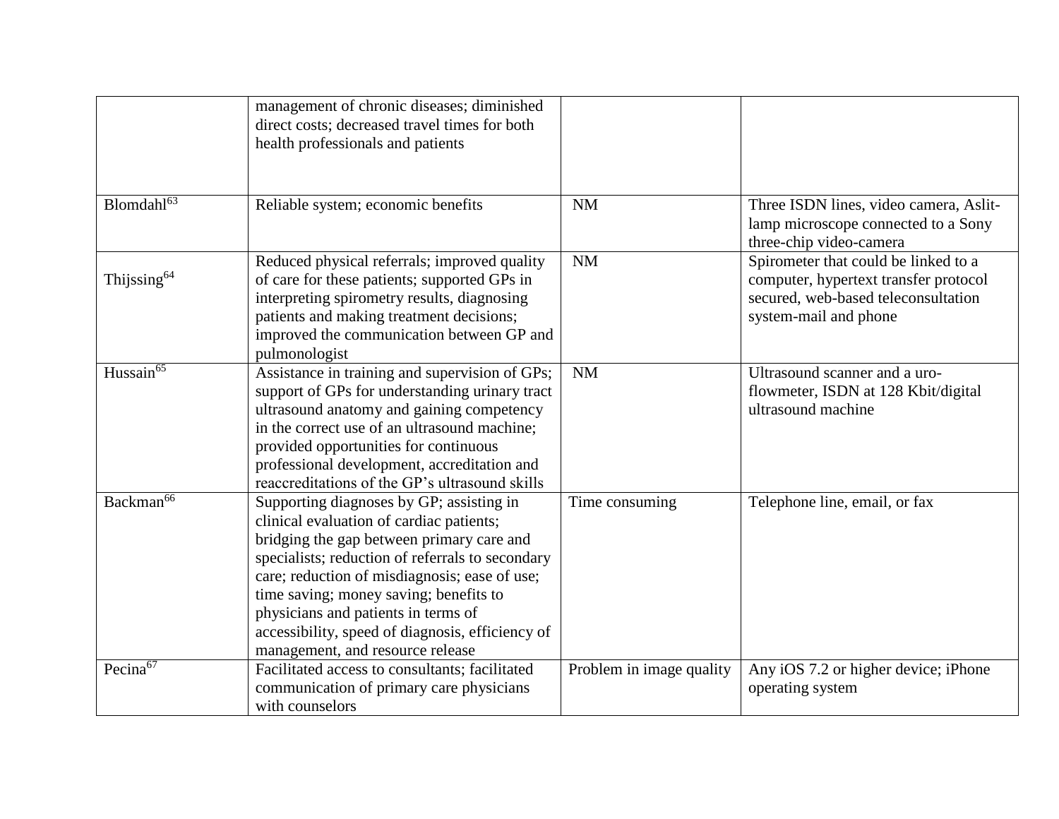| | | | |
|---|---|---|---|
| | management of chronic diseases; diminished direct costs; decreased travel times for both health professionals and patients | | |
| Blomdahl[63] | Reliable system; economic benefits | NM | Three ISDN lines, video camera, Aslit-lamp microscope connected to a Sony three-chip video-camera |
| Thijssing[64] | Reduced physical referrals; improved quality of care for these patients; supported GPs in interpreting spirometry results, diagnosing patients and making treatment decisions; improved the communication between GP and pulmonologist | NM | Spirometer that could be linked to a computer, hypertext transfer protocol secured, web-based teleconsultation system-mail and phone |
| Hussain[65] | Assistance in training and supervision of GPs; support of GPs for understanding urinary tract ultrasound anatomy and gaining competency in the correct use of an ultrasound machine; provided opportunities for continuous professional development, accreditation and reaccreditations of the GP's ultrasound skills | NM | Ultrasound scanner and a uro-flowmeter, ISDN at 128 Kbit/digital ultrasound machine |
| Backman[66] | Supporting diagnoses by GP; assisting in clinical evaluation of cardiac patients; bridging the gap between primary care and specialists; reduction of referrals to secondary care; reduction of misdiagnosis; ease of use; time saving; money saving; benefits to physicians and patients in terms of accessibility, speed of diagnosis, efficiency of management, and resource release | Time consuming | Telephone line, email, or fax |
| Pecina[67] | Facilitated access to consultants; facilitated communication of primary care physicians with counselors | Problem in image quality | Any iOS 7.2 or higher device; iPhone operating system |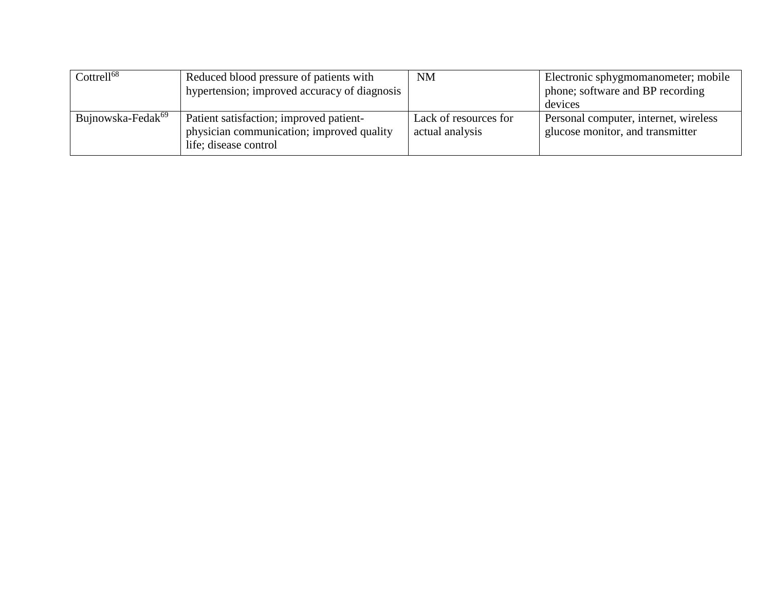| | | | |
|---|---|---|---|
| Cottrell[68] | Reduced blood pressure of patients with hypertension; improved accuracy of diagnosis | NM | Electronic sphygmomanometer; mobile phone; software and BP recording devices |
| Bujnowska-Fedak[69] | Patient satisfaction; improved patient-physician communication; improved quality life; disease control | Lack of resources for actual analysis | Personal computer, internet, wireless glucose monitor, and transmitter |